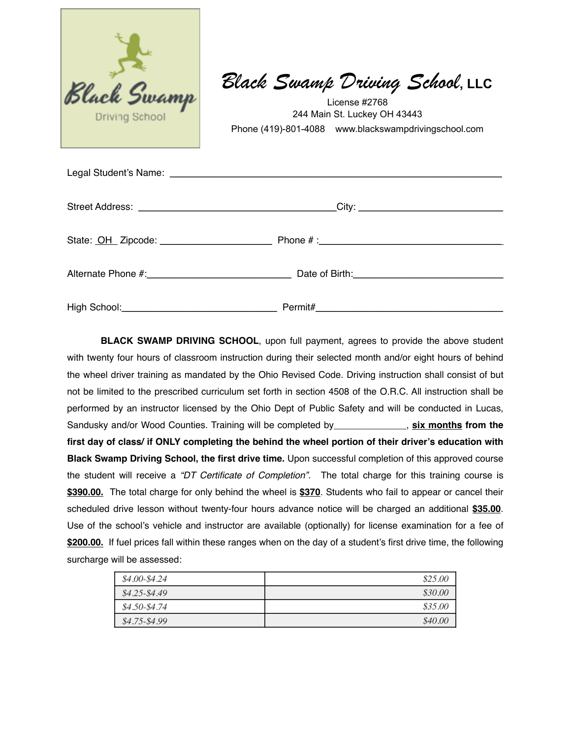# Black Swamp Driving School, LLC

License #2768
244 Main St. Luckey OH 43443
Phone (419)-801-4088 www.blackswampdrivingschool.com

Legal Student's Name: ______________________________________________

Street Address: ______________________________City: ____________________

State: OH Zipcode: ________________ Phone # :__________________________

Alternate Phone #:_____________________ Date of Birth:____________________

High School:______________________ Permit#__________________________

**BLACK SWAMP DRIVING SCHOOL**, upon full payment, agrees to provide the above student with twenty four hours of classroom instruction during their selected month and/or eight hours of behind the wheel driver training as mandated by the Ohio Revised Code. Driving instruction shall consist of but not be limited to the prescribed curriculum set forth in section 4508 of the O.R.C. All instruction shall be performed by an instructor licensed by the Ohio Dept of Public Safety and will be conducted in Lucas, Sandusky and/or Wood Counties. Training will be completed by______________, **six months from the first day of class/ if ONLY completing the behind the wheel portion of their driver's education with Black Swamp Driving School, the first drive time.** Upon successful completion of this approved course the student will receive a *"DT Certificate of Completion"*. The total charge for this training course is **$390.00.** The total charge for only behind the wheel is **$370**. Students who fail to appear or cancel their scheduled drive lesson without twenty-four hours advance notice will be charged an additional **$35.00**. Use of the school's vehicle and instructor are available (optionally) for license examination for a fee of **$200.00.** If fuel prices fall within these ranges when on the day of a student's first drive time, the following surcharge will be assessed:

| | |
|---|---|
| *$4.00-$4.24* | *$25.00* |
| *$4.25-$4.49* | *$30.00* |
| *$4.50-$4.74* | *$35.00* |
| *$4.75-$4.99* | *$40.00* |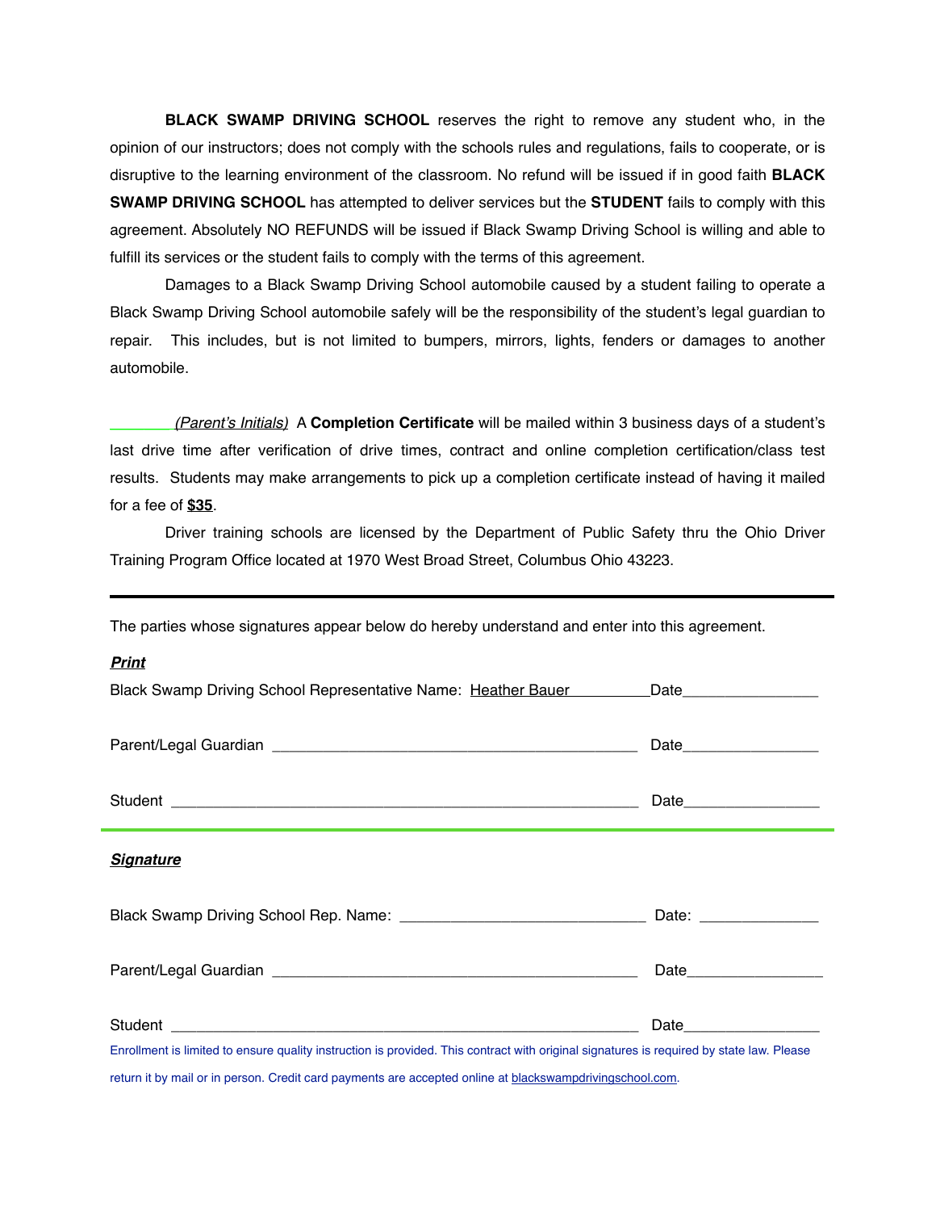**BLACK SWAMP DRIVING SCHOOL** reserves the right to remove any student who, in the opinion of our instructors; does not comply with the schools rules and regulations, fails to cooperate, or is disruptive to the learning environment of the classroom. No refund will be issued if in good faith **BLACK SWAMP DRIVING SCHOOL** has attempted to deliver services but the **STUDENT** fails to comply with this agreement. Absolutely NO REFUNDS will be issued if Black Swamp Driving School is willing and able to fulfill its services or the student fails to comply with the terms of this agreement.

Damages to a Black Swamp Driving School automobile caused by a student failing to operate a Black Swamp Driving School automobile safely will be the responsibility of the student's legal guardian to repair. This includes, but is not limited to bumpers, mirrors, lights, fenders or damages to another automobile.

_______ *(Parent's Initials)* A **Completion Certificate** will be mailed within 3 business days of a student's last drive time after verification of drive times, contract and online completion certification/class test results. Students may make arrangements to pick up a completion certificate instead of having it mailed for a fee of **$35**.

Driver training schools are licensed by the Department of Public Safety thru the Ohio Driver Training Program Office located at 1970 West Broad Street, Columbus Ohio 43223.

---

The parties whose signatures appear below do hereby understand and enter into this agreement.

***Print***

Black Swamp Driving School Representative Name: Heather Bauer __________ Date________________

Parent/Legal Guardian ____________________________________________ Date________________

Student ________________________________________________________ Date________________

---

***Signature***

Black Swamp Driving School Rep. Name: _____________________________ Date: ______________

Parent/Legal Guardian ____________________________________________ Date________________

Student ________________________________________________________ Date________________

Enrollment is limited to ensure quality instruction is provided. This contract with original signatures is required by state law. Please return it by mail or in person. Credit card payments are accepted online at blackswampdrivingschool.com.